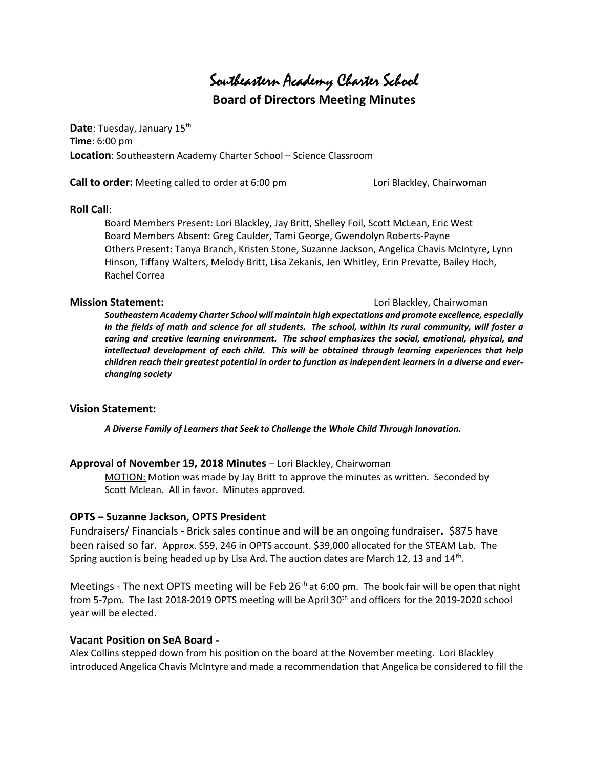# Southeastern Academy Charter School

## Board of Directors Meeting Minutes

**Date**: Tuesday, January 15th
**Time**: 6:00 pm
**Location**: Southeastern Academy Charter School – Science Classroom

**Call to order:** Meeting called to order at 6:00 pm Lori Blackley, Chairwoman

**Roll Call**:

Board Members Present: Lori Blackley, Jay Britt, Shelley Foil, Scott McLean, Eric West
Board Members Absent: Greg Caulder, Tami George, Gwendolyn Roberts-Payne
Others Present: Tanya Branch, Kristen Stone, Suzanne Jackson, Angelica Chavis McIntyre, Lynn Hinson, Tiffany Walters, Melody Britt, Lisa Zekanis, Jen Whitley, Erin Prevatte, Bailey Hoch, Rachel Correa

**Mission Statement:** Lori Blackley, Chairwoman

***Southeastern Academy Charter School will maintain high expectations and promote excellence, especially in the fields of math and science for all students. The school, within its rural community, will foster a caring and creative learning environment. The school emphasizes the social, emotional, physical, and intellectual development of each child. This will be obtained through learning experiences that help children reach their greatest potential in order to function as independent learners in a diverse and ever-changing society***

**Vision Statement:**

***A Diverse Family of Learners that Seek to Challenge the Whole Child Through Innovation.***

**Approval of November 19, 2018 Minutes** – Lori Blackley, Chairwoman

MOTION: Motion was made by Jay Britt to approve the minutes as written. Seconded by Scott Mclean. All in favor. Minutes approved.

**OPTS – Suzanne Jackson, OPTS President**

Fundraisers/ Financials - Brick sales continue and will be an ongoing fundraiser**.** $875 have been raised so far. Approx. $59, 246 in OPTS account. $39,000 allocated for the STEAM Lab. The Spring auction is being headed up by Lisa Ard. The auction dates are March 12, 13 and 14th.

Meetings - The next OPTS meeting will be Feb 26th at 6:00 pm. The book fair will be open that night from 5-7pm. The last 2018-2019 OPTS meeting will be April 30th and officers for the 2019-2020 school year will be elected.

**Vacant Position on SeA Board -**

Alex Collins stepped down from his position on the board at the November meeting. Lori Blackley introduced Angelica Chavis McIntyre and made a recommendation that Angelica be considered to fill the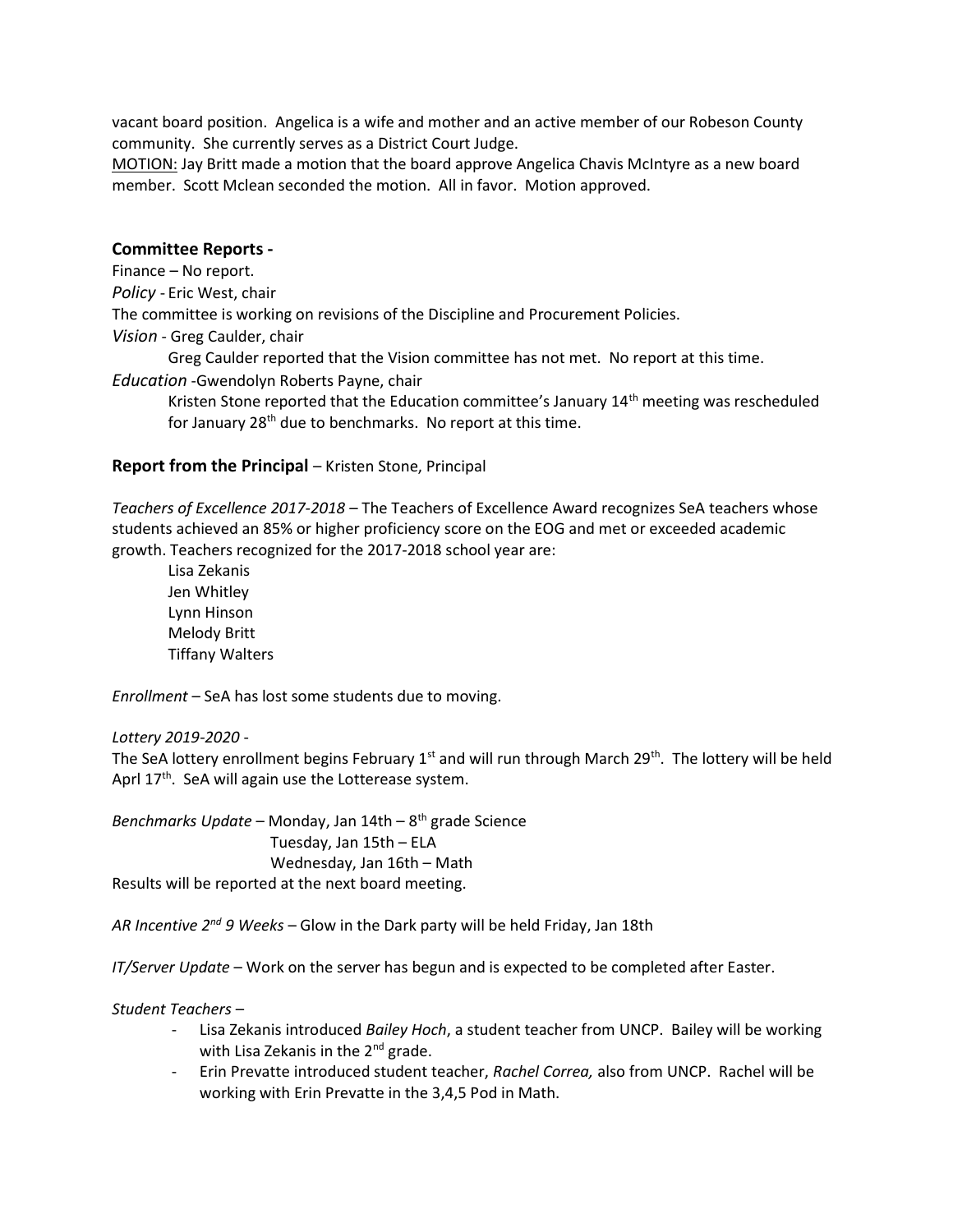vacant board position. Angelica is a wife and mother and an active member of our Robeson County community. She currently serves as a District Court Judge.

<u>MOTION:</u> Jay Britt made a motion that the board approve Angelica Chavis McIntyre as a new board member. Scott Mclean seconded the motion. All in favor. Motion approved.

## Committee Reports -

Finance – No report.

*Policy* - Eric West, chair

The committee is working on revisions of the Discipline and Procurement Policies.

*Vision* - Greg Caulder, chair

Greg Caulder reported that the Vision committee has not met. No report at this time.

*Education* -Gwendolyn Roberts Payne, chair

Kristen Stone reported that the Education committee's January 14th meeting was rescheduled for January 28th due to benchmarks. No report at this time.

## Report from the Principal – Kristen Stone, Principal

*Teachers of Excellence 2017-2018* – The Teachers of Excellence Award recognizes SeA teachers whose students achieved an 85% or higher proficiency score on the EOG and met or exceeded academic growth. Teachers recognized for the 2017-2018 school year are:

Lisa Zekanis
Jen Whitley
Lynn Hinson
Melody Britt
Tiffany Walters

*Enrollment* – SeA has lost some students due to moving.

*Lottery 2019-2020* -

The SeA lottery enrollment begins February 1st and will run through March 29th. The lottery will be held Aprl 17th. SeA will again use the Lotterease system.

*Benchmarks Update* – Monday, Jan 14th – 8th grade Science
Tuesday, Jan 15th – ELA
Wednesday, Jan 16th – Math

Results will be reported at the next board meeting.

*AR Incentive 2nd 9 Weeks* – Glow in the Dark party will be held Friday, Jan 18th

*IT/Server Update* – Work on the server has begun and is expected to be completed after Easter.

*Student Teachers* –

- Lisa Zekanis introduced *Bailey Hoch*, a student teacher from UNCP. Bailey will be working with Lisa Zekanis in the 2nd grade.
- Erin Prevatte introduced student teacher, *Rachel Correa,* also from UNCP. Rachel will be working with Erin Prevatte in the 3,4,5 Pod in Math.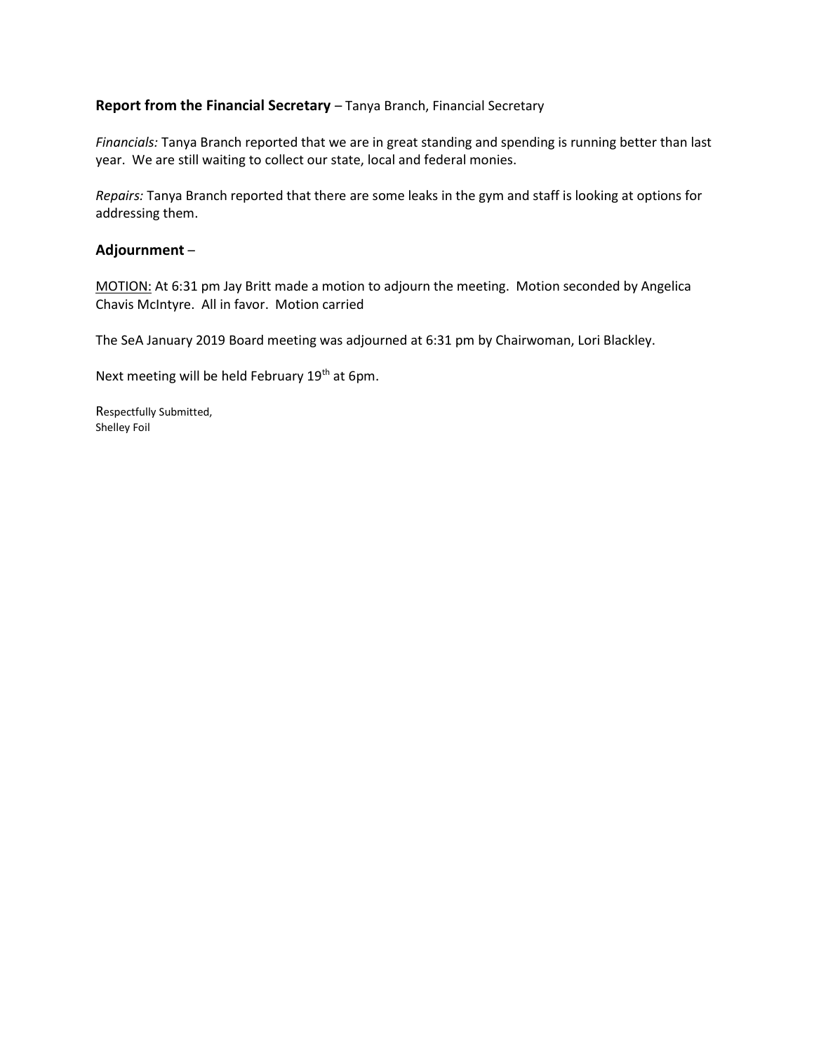**Report from the Financial Secretary** – Tanya Branch, Financial Secretary

*Financials:* Tanya Branch reported that we are in great standing and spending is running better than last year. We are still waiting to collect our state, local and federal monies.

*Repairs:* Tanya Branch reported that there are some leaks in the gym and staff is looking at options for addressing them.

## Adjournment –

<u>MOTION:</u> At 6:31 pm Jay Britt made a motion to adjourn the meeting. Motion seconded by Angelica Chavis McIntyre. All in favor. Motion carried

The SeA January 2019 Board meeting was adjourned at 6:31 pm by Chairwoman, Lori Blackley.

Next meeting will be held February 19th at 6pm.

Respectfully Submitted,
Shelley Foil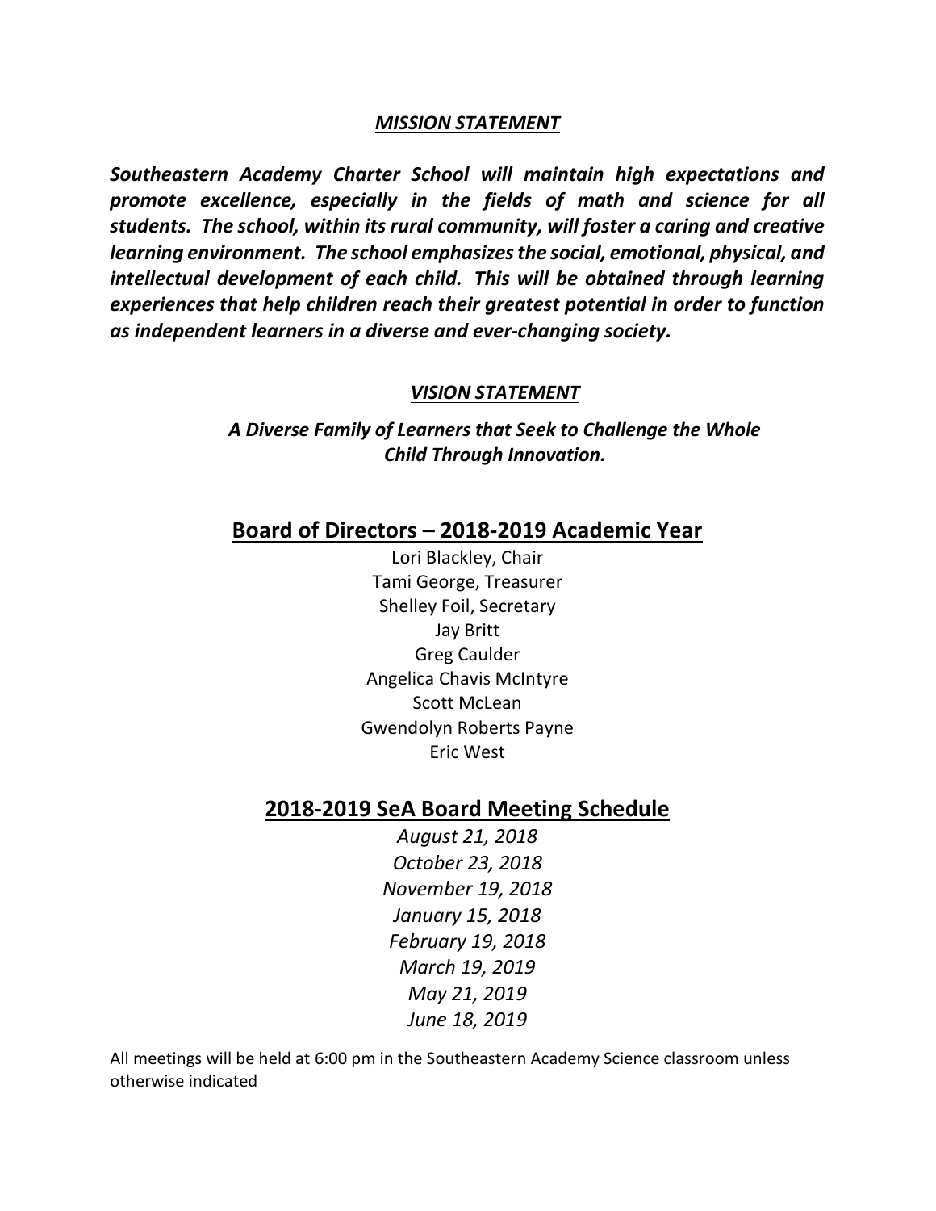***MISSION STATEMENT***

***Southeastern Academy Charter School will maintain high expectations and promote excellence, especially in the fields of math and science for all students. The school, within its rural community, will foster a caring and creative learning environment. The school emphasizes the social, emotional, physical, and intellectual development of each child. This will be obtained through learning experiences that help children reach their greatest potential in order to function as independent learners in a diverse and ever-changing society.***

***VISION STATEMENT***

***A Diverse Family of Learners that Seek to Challenge the Whole Child Through Innovation.***

## Board of Directors – 2018-2019 Academic Year

Lori Blackley, Chair
Tami George, Treasurer
Shelley Foil, Secretary
Jay Britt
Greg Caulder
Angelica Chavis McIntyre
Scott McLean
Gwendolyn Roberts Payne
Eric West

## 2018-2019 SeA Board Meeting Schedule

*August 21, 2018*
*October 23, 2018*
*November 19, 2018*
*January 15, 2018*
*February 19, 2018*
*March 19, 2019*
*May 21, 2019*
*June 18, 2019*

All meetings will be held at 6:00 pm in the Southeastern Academy Science classroom unless otherwise indicated